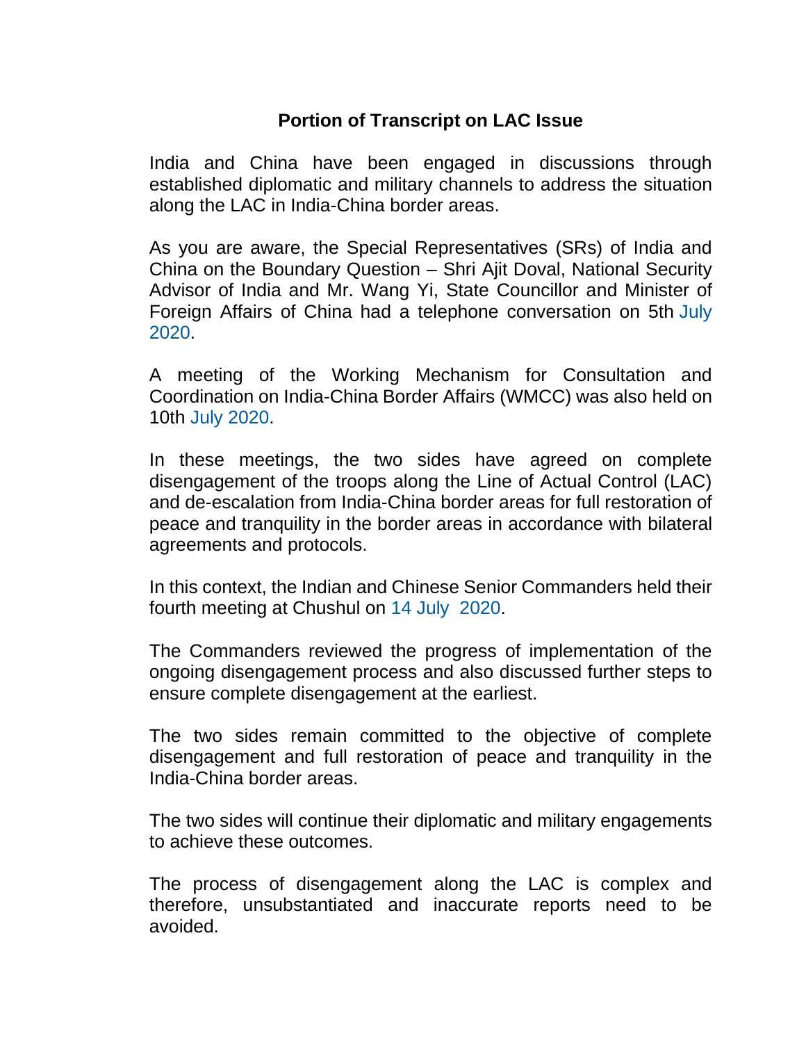# Portion of Transcript on LAC Issue

India and China have been engaged in discussions through established diplomatic and military channels to address the situation along the LAC in India-China border areas.

As you are aware, the Special Representatives (SRs) of India and China on the Boundary Question – Shri Ajit Doval, National Security Advisor of India and Mr. Wang Yi, State Councillor and Minister of Foreign Affairs of China had a telephone conversation on 5th July 2020.

A meeting of the Working Mechanism for Consultation and Coordination on India-China Border Affairs (WMCC) was also held on 10th July 2020.

In these meetings, the two sides have agreed on complete disengagement of the troops along the Line of Actual Control (LAC) and de-escalation from India-China border areas for full restoration of peace and tranquility in the border areas in accordance with bilateral agreements and protocols.

In this context, the Indian and Chinese Senior Commanders held their fourth meeting at Chushul on 14 July 2020.

The Commanders reviewed the progress of implementation of the ongoing disengagement process and also discussed further steps to ensure complete disengagement at the earliest.

The two sides remain committed to the objective of complete disengagement and full restoration of peace and tranquility in the India-China border areas.

The two sides will continue their diplomatic and military engagements to achieve these outcomes.

The process of disengagement along the LAC is complex and therefore, unsubstantiated and inaccurate reports need to be avoided.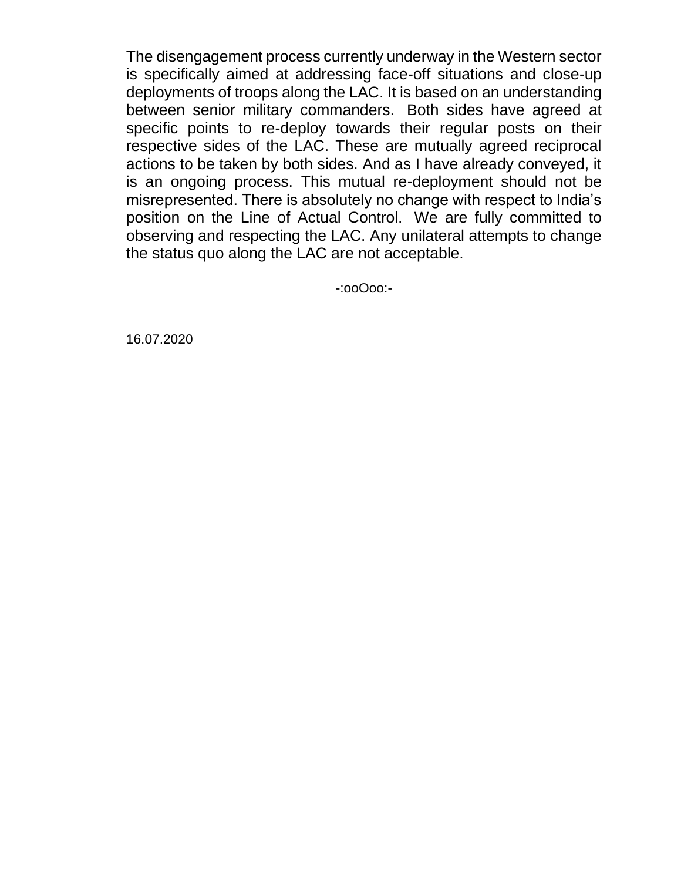The disengagement process currently underway in the Western sector is specifically aimed at addressing face-off situations and close-up deployments of troops along the LAC. It is based on an understanding between senior military commanders. Both sides have agreed at specific points to re-deploy towards their regular posts on their respective sides of the LAC. These are mutually agreed reciprocal actions to be taken by both sides. And as I have already conveyed, it is an ongoing process. This mutual re-deployment should not be misrepresented. There is absolutely no change with respect to India's position on the Line of Actual Control. We are fully committed to observing and respecting the LAC. Any unilateral attempts to change the status quo along the LAC are not acceptable.

-:ooOoo:-

16.07.2020